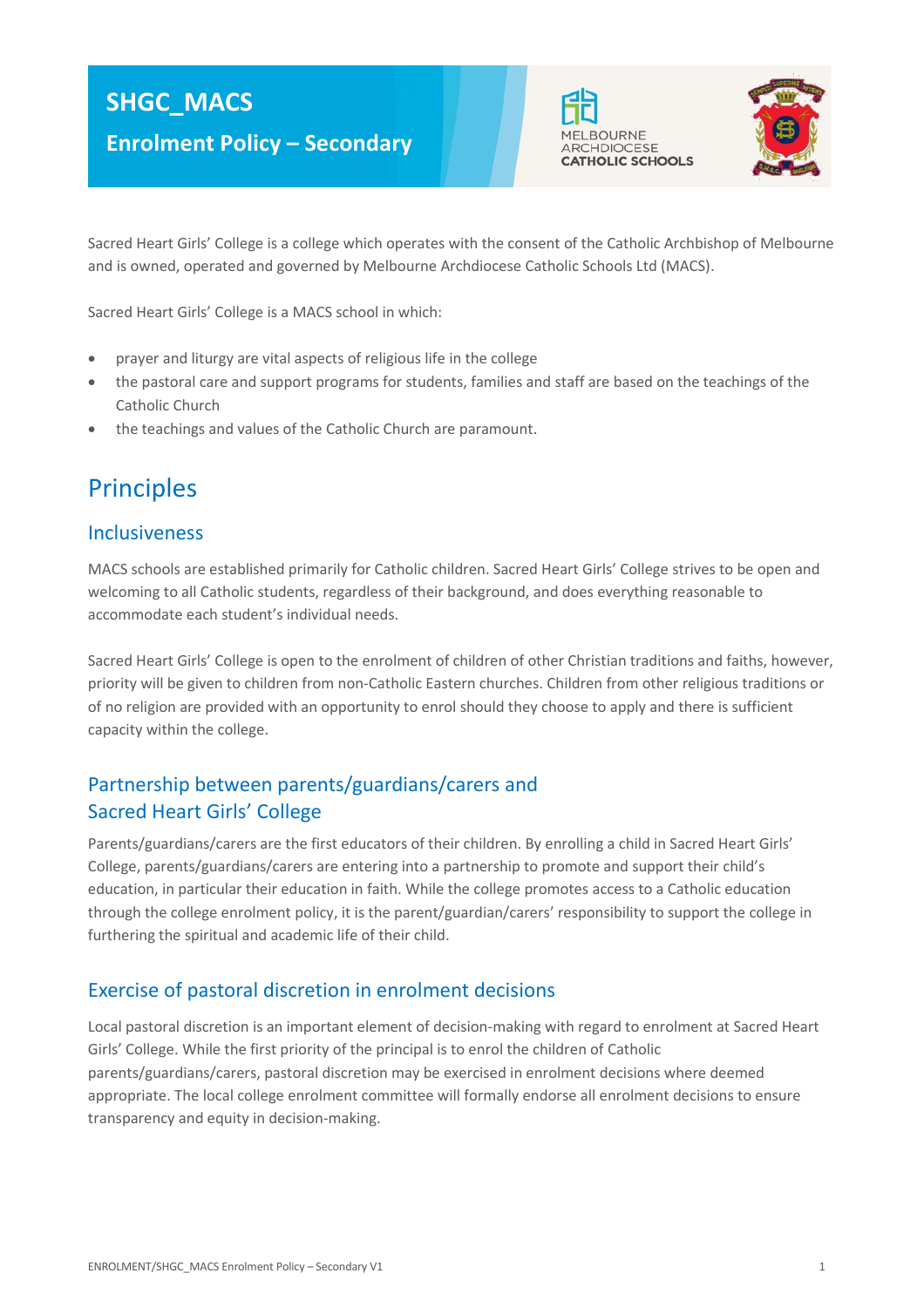# SHGC_MACS

## Enrolment Policy – Secondary

Sacred Heart Girls' College is a college which operates with the consent of the Catholic Archbishop of Melbourne and is owned, operated and governed by Melbourne Archdiocese Catholic Schools Ltd (MACS).

Sacred Heart Girls' College is a MACS school in which:

- prayer and liturgy are vital aspects of religious life in the college
- the pastoral care and support programs for students, families and staff are based on the teachings of the Catholic Church
- the teachings and values of the Catholic Church are paramount.

## Principles

### Inclusiveness

MACS schools are established primarily for Catholic children. Sacred Heart Girls' College strives to be open and welcoming to all Catholic students, regardless of their background, and does everything reasonable to accommodate each student's individual needs.

Sacred Heart Girls' College is open to the enrolment of children of other Christian traditions and faiths, however, priority will be given to children from non-Catholic Eastern churches. Children from other religious traditions or of no religion are provided with an opportunity to enrol should they choose to apply and there is sufficient capacity within the college.

### Partnership between parents/guardians/carers and Sacred Heart Girls' College

Parents/guardians/carers are the first educators of their children. By enrolling a child in Sacred Heart Girls' College, parents/guardians/carers are entering into a partnership to promote and support their child's education, in particular their education in faith. While the college promotes access to a Catholic education through the college enrolment policy, it is the parent/guardian/carers' responsibility to support the college in furthering the spiritual and academic life of their child.

### Exercise of pastoral discretion in enrolment decisions

Local pastoral discretion is an important element of decision-making with regard to enrolment at Sacred Heart Girls' College. While the first priority of the principal is to enrol the children of Catholic parents/guardians/carers, pastoral discretion may be exercised in enrolment decisions where deemed appropriate. The local college enrolment committee will formally endorse all enrolment decisions to ensure transparency and equity in decision-making.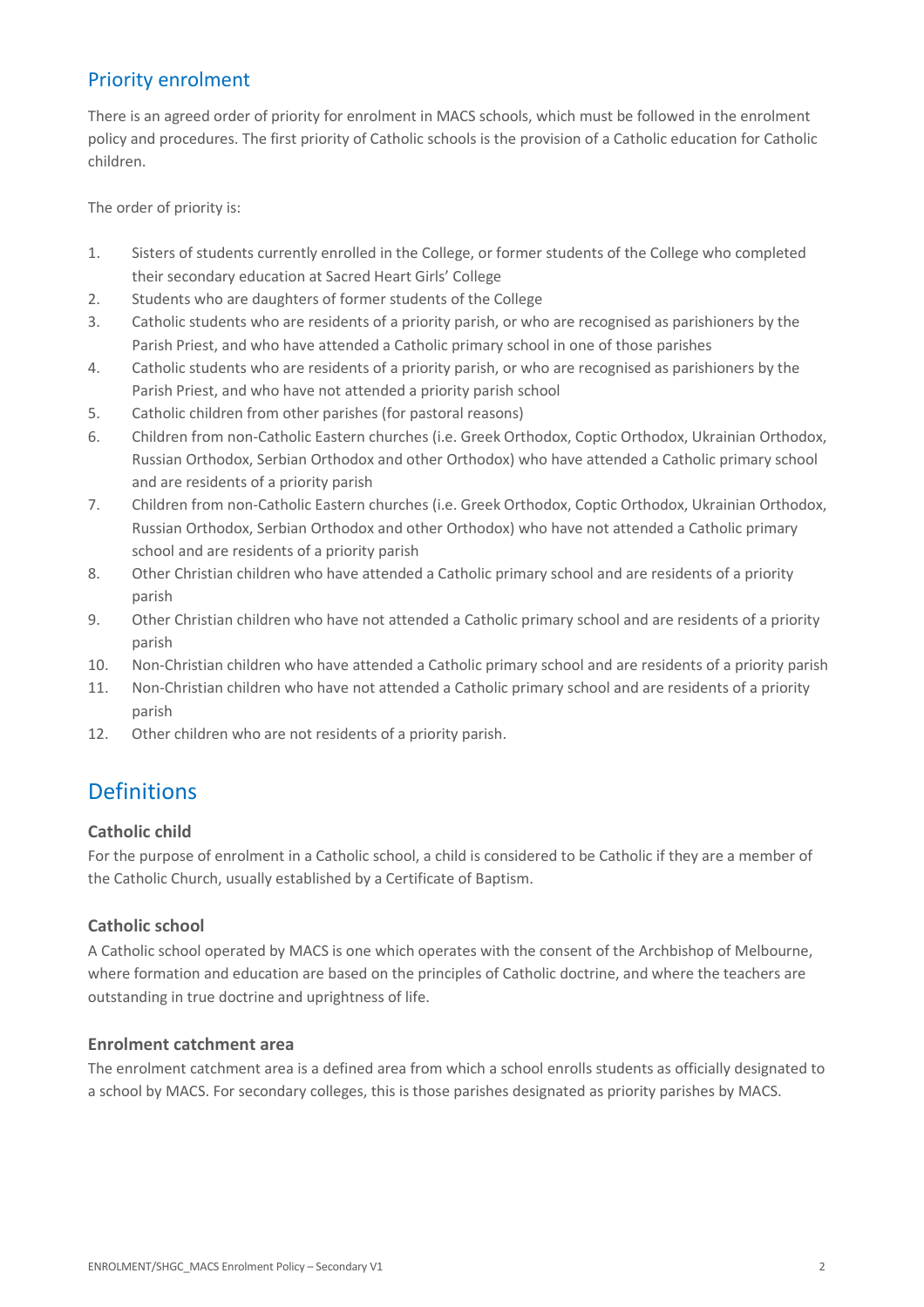## Priority enrolment

There is an agreed order of priority for enrolment in MACS schools, which must be followed in the enrolment policy and procedures. The first priority of Catholic schools is the provision of a Catholic education for Catholic children.

The order of priority is:

1. Sisters of students currently enrolled in the College, or former students of the College who completed their secondary education at Sacred Heart Girls' College
2. Students who are daughters of former students of the College
3. Catholic students who are residents of a priority parish, or who are recognised as parishioners by the Parish Priest, and who have attended a Catholic primary school in one of those parishes
4. Catholic students who are residents of a priority parish, or who are recognised as parishioners by the Parish Priest, and who have not attended a priority parish school
5. Catholic children from other parishes (for pastoral reasons)
6. Children from non-Catholic Eastern churches (i.e. Greek Orthodox, Coptic Orthodox, Ukrainian Orthodox, Russian Orthodox, Serbian Orthodox and other Orthodox) who have attended a Catholic primary school and are residents of a priority parish
7. Children from non-Catholic Eastern churches (i.e. Greek Orthodox, Coptic Orthodox, Ukrainian Orthodox, Russian Orthodox, Serbian Orthodox and other Orthodox) who have not attended a Catholic primary school and are residents of a priority parish
8. Other Christian children who have attended a Catholic primary school and are residents of a priority parish
9. Other Christian children who have not attended a Catholic primary school and are residents of a priority parish
10. Non-Christian children who have attended a Catholic primary school and are residents of a priority parish
11. Non-Christian children who have not attended a Catholic primary school and are residents of a priority parish
12. Other children who are not residents of a priority parish.

# Definitions

### Catholic child

For the purpose of enrolment in a Catholic school, a child is considered to be Catholic if they are a member of the Catholic Church, usually established by a Certificate of Baptism.

### Catholic school

A Catholic school operated by MACS is one which operates with the consent of the Archbishop of Melbourne, where formation and education are based on the principles of Catholic doctrine, and where the teachers are outstanding in true doctrine and uprightness of life.

### Enrolment catchment area

The enrolment catchment area is a defined area from which a school enrolls students as officially designated to a school by MACS. For secondary colleges, this is those parishes designated as priority parishes by MACS.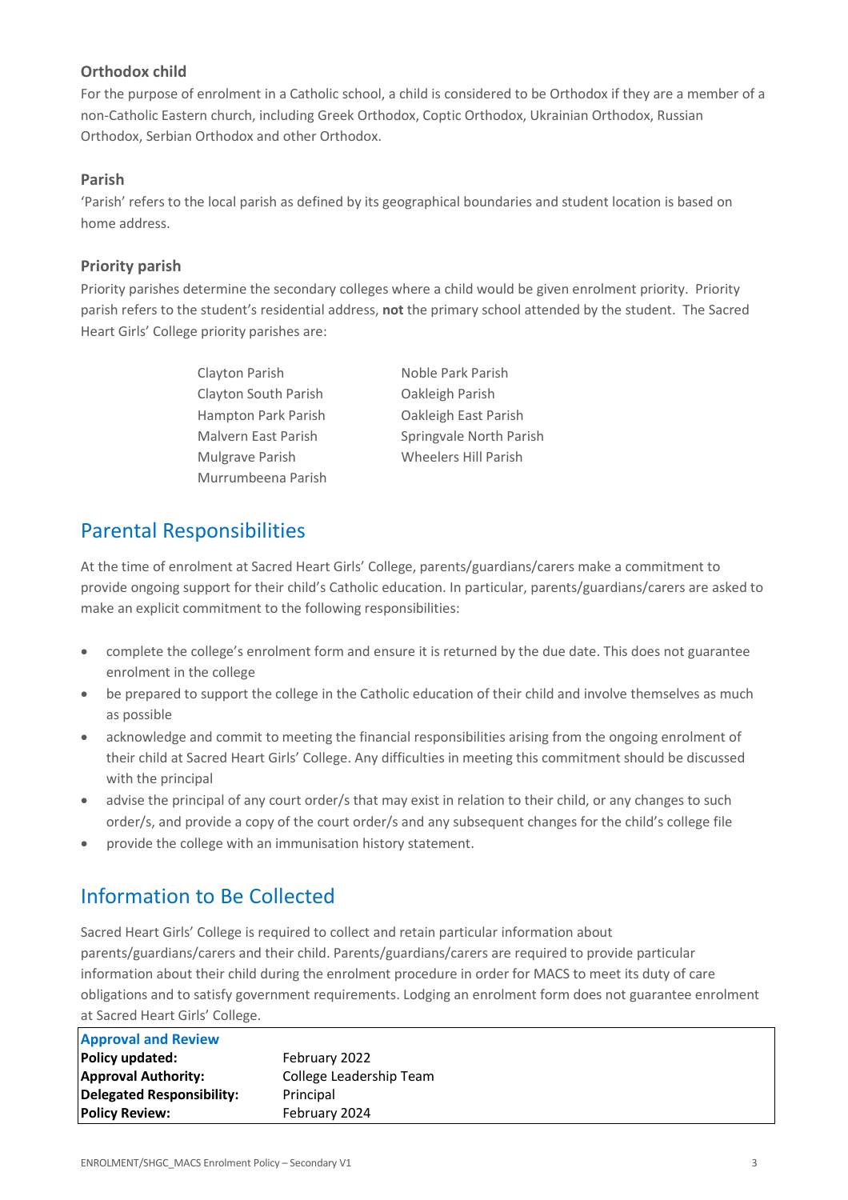### Orthodox child

For the purpose of enrolment in a Catholic school, a child is considered to be Orthodox if they are a member of a non-Catholic Eastern church, including Greek Orthodox, Coptic Orthodox, Ukrainian Orthodox, Russian Orthodox, Serbian Orthodox and other Orthodox.

### Parish

'Parish' refers to the local parish as defined by its geographical boundaries and student location is based on home address.

### Priority parish

Priority parishes determine the secondary colleges where a child would be given enrolment priority. Priority parish refers to the student's residential address, **not** the primary school attended by the student. The Sacred Heart Girls' College priority parishes are:

Clayton Parish
Clayton South Parish
Hampton Park Parish
Malvern East Parish
Mulgrave Parish
Murrumbeena Parish
Noble Park Parish
Oakleigh Parish
Oakleigh East Parish
Springvale North Parish
Wheelers Hill Parish

## Parental Responsibilities

At the time of enrolment at Sacred Heart Girls' College, parents/guardians/carers make a commitment to provide ongoing support for their child's Catholic education. In particular, parents/guardians/carers are asked to make an explicit commitment to the following responsibilities:

- complete the college's enrolment form and ensure it is returned by the due date. This does not guarantee enrolment in the college
- be prepared to support the college in the Catholic education of their child and involve themselves as much as possible
- acknowledge and commit to meeting the financial responsibilities arising from the ongoing enrolment of their child at Sacred Heart Girls' College. Any difficulties in meeting this commitment should be discussed with the principal
- advise the principal of any court order/s that may exist in relation to their child, or any changes to such order/s, and provide a copy of the court order/s and any subsequent changes for the child's college file
- provide the college with an immunisation history statement.

## Information to Be Collected

Sacred Heart Girls' College is required to collect and retain particular information about parents/guardians/carers and their child. Parents/guardians/carers are required to provide particular information about their child during the enrolment procedure in order for MACS to meet its duty of care obligations and to satisfy government requirements. Lodging an enrolment form does not guarantee enrolment at Sacred Heart Girls' College.

| **Approval and Review** | |
|---|---|
| **Policy updated:** | February 2022 |
| **Approval Authority:** | College Leadership Team |
| **Delegated Responsibility:** | Principal |
| **Policy Review:** | February 2024 |